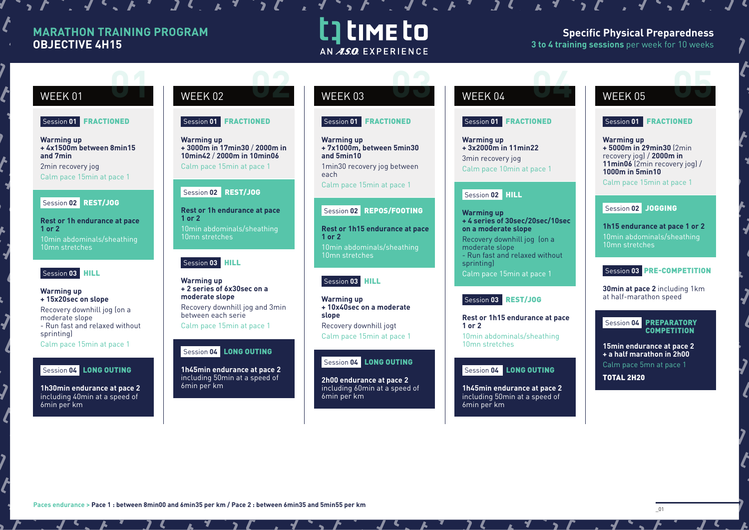# MARATHON TRAINING PROGRAM
## OBJECTIVE 4H15

TIME TO — AN A.S.O. EXPERIENCE

**Specific Physical Preparedness**
**3 to 4 training sessions** per week for 10 weeks

## WEEK 01

**Session 01 FRACTIONED**

**Warming up**
**+ 4x1500m between 8min15 and 7min**
2min recovery jog
Calm pace 15min at pace 1

**Session 02 REST/JOG**

**Rest or 1h endurance at pace 1 or 2**
10min abdominals/sheathing
10mn stretches

**Session 03 HILL**

**Warming up**
**+ 15x20sec on slope**
Recovery downhill jog (on a moderate slope
- Run fast and relaxed without sprinting)
Calm pace 15min at pace 1

**Session 04 LONG OUTING**

**1h30min endurance at pace 2** including 40min at a speed of 6min per km

## WEEK 02

**Session 01 FRACTIONED**

**Warming up**
**+ 3000m in 17min30 / 2000m in 10min42 / 2000m in 10min06**
Calm pace 15min at pace 1

**Session 02 REST/JOG**

**Rest or 1h endurance at pace 1 or 2**
10min abdominals/sheathing
10mn stretches

**Session 03 HILL**

**Warming up**
**+ 2 series of 6x30sec on a moderate slope**
Recovery downhill jog and 3min between each serie
Calm pace 15min at pace 1

**Session 04 LONG OUTING**

**1h45min endurance at pace 2** including 50min at a speed of 6min per km

## WEEK 03

**Session 01 FRACTIONED**

**Warming up**
**+ 7x1000m, between 5min30 and 5min10**
1min30 recovery jog between each
Calm pace 15min at pace 1

**Session 02 REPOS/FOOTING**

**Rest or 1h15 endurance at pace 1 or 2**
10min abdominals/sheathing
10mn stretches

**Session 03 HILL**

**Warming up**
**+ 10x40sec on a moderate slope**
Recovery downhill jogt
Calm pace 15min at pace 1

**Session 04 LONG OUTING**

**2h00 endurance at pace 2** including 60min at a speed of 6min per km

## WEEK 04

**Session 01 FRACTIONED**

**Warming up**
**+ 3x2000m in 11min22**
3min recovery jog
Calm pace 10min at pace 1

**Session 02 HILL**

**Warming up**
**+ 4 series of 30sec/20sec/10sec on a moderate slope**
Recovery downhill jog (on a moderate slope
- Run fast and relaxed without sprinting)
Calm pace 15min at pace 1

**Session 03 REST/JOG**

**Rest or 1h15 endurance at pace 1 or 2**
10min abdominals/sheathing
10mn stretches

**Session 04 LONG OUTING**

**1h45min endurance at pace 2** including 50min at a speed of 6min per km

## WEEK 05

**Session 01 FRACTIONED**

**Warming up**
**+ 5000m in 29min30** (2min recovery jog) / **2000m in 11min06** (2min recovery jog) / **1000m in 5min10**
Calm pace 15min at pace 1

**Session 02 JOGGING**

**1h15 endurance at pace 1 or 2**
10min abdominals/sheathing
10mn stretches

**Session 03 PRE-COMPETITION**

**30min at pace 2** including 1km at half-marathon speed

**Session 04 PREPARATORY COMPETITION**

**15min endurance at pace 2**
**+ a half marathon in 2h00**
Calm pace 5mn at pace 1
**TOTAL 2H20**

Paces endurance > **Pace 1 : between 8min00 and 6min35 per km / Pace 2 : between 6min35 and 5min55 per km**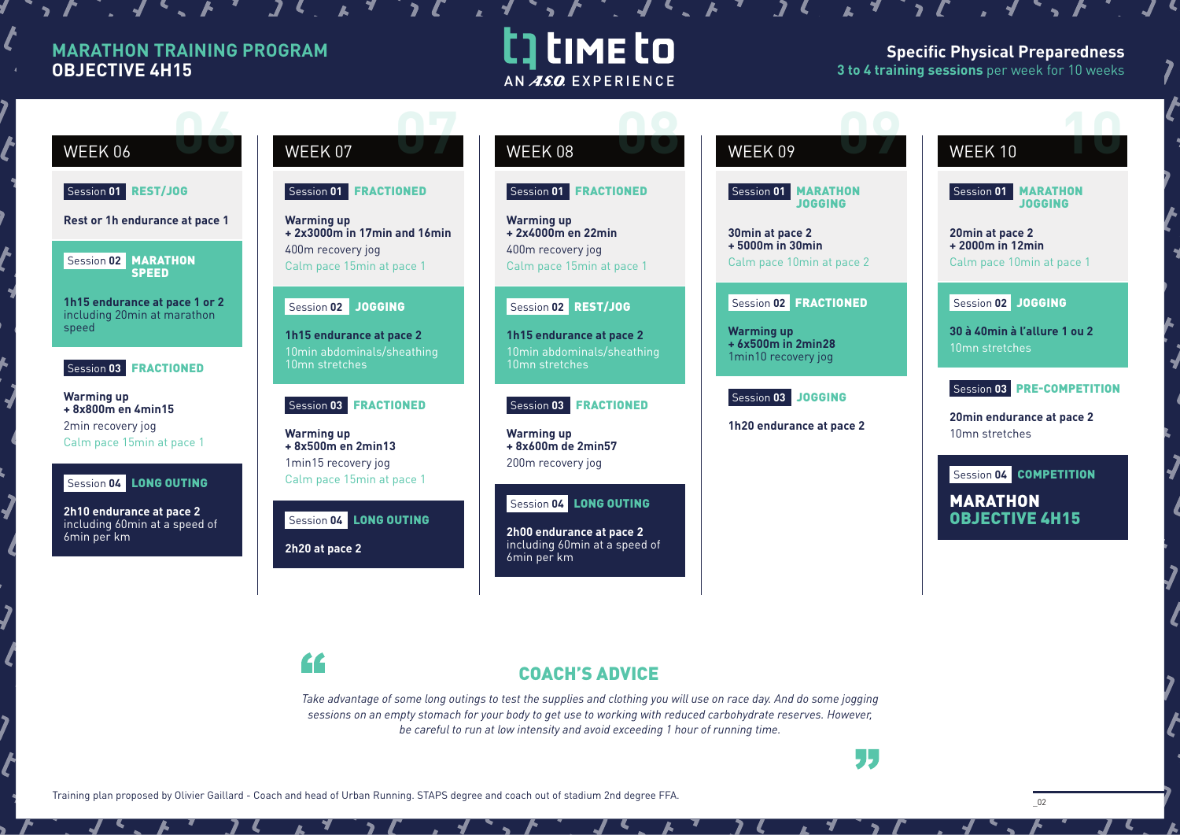## MARATHON TRAINING PROGRAM
## OBJECTIVE 4H15

**Specific Physical Preparedness**
**3 to 4 training sessions** per week for 10 weeks

### WEEK 06

**Session 01 REST/JOG**

**Rest or 1h endurance at pace 1**

**Session 02 MARATHON SPEED**

**1h15 endurance at pace 1 or 2** including 20min at marathon speed

**Session 03 FRACTIONED**

**Warming up**
**+ 8x800m en 4min15**
2min recovery jog
Calm pace 15min at pace 1

**Session 04 LONG OUTING**

**2h10 endurance at pace 2** including 60min at a speed of 6min per km

### WEEK 07

**Session 01 FRACTIONED**

**Warming up**
**+ 2x3000m in 17min and 16min**
400m recovery jog
Calm pace 15min at pace 1

**Session 02 JOGGING**

**1h15 endurance at pace 2**
10min abdominals/sheathing
10mn stretches

**Session 03 FRACTIONED**

**Warming up**
**+ 8x500m en 2min13**
1min15 recovery jog
Calm pace 15min at pace 1

**Session 04 LONG OUTING**

**2h20 at pace 2**

### WEEK 08

**Session 01 FRACTIONED**

**Warming up**
**+ 2x4000m en 22min**
400m recovery jog
Calm pace 15min at pace 1

**Session 02 REST/JOG**

**1h15 endurance at pace 2**
10min abdominals/sheathing
10mn stretches

**Session 03 FRACTIONED**

**Warming up**
**+ 8x600m de 2min57**
200m recovery jog

**Session 04 LONG OUTING**

**2h00 endurance at pace 2** including 60min at a speed of 6min per km

### WEEK 09

**Session 01 MARATHON JOGGING**

**30min at pace 2**
**+ 5000m in 30min**
Calm pace 10min at pace 2

**Session 02 FRACTIONED**

**Warming up**
**+ 6x500m in 2min28**
1min10 recovery jog

**Session 03 JOGGING**

**1h20 endurance at pace 2**

### WEEK 10

**Session 01 MARATHON JOGGING**

**20min at pace 2**
**+ 2000m in 12min**
Calm pace 10min at pace 1

**Session 02 JOGGING**

**30 à 40min à l'allure 1 ou 2**
10mn stretches

**Session 03 PRE-COMPETITION**

**20min endurance at pace 2**
10mn stretches

**Session 04 COMPETITION**

**MARATHON OBJECTIVE 4H15**

## COACH'S ADVICE

*Take advantage of some long outings to test the supplies and clothing you will use on race day. And do some jogging sessions on an empty stomach for your body to get use to working with reduced carbohydrate reserves. However, be careful to run at low intensity and avoid exceeding 1 hour of running time.*

Training plan proposed by Olivier Gaillard - Coach and head of Urban Running. STAPS degree and coach out of stadium 2nd degree FFA.